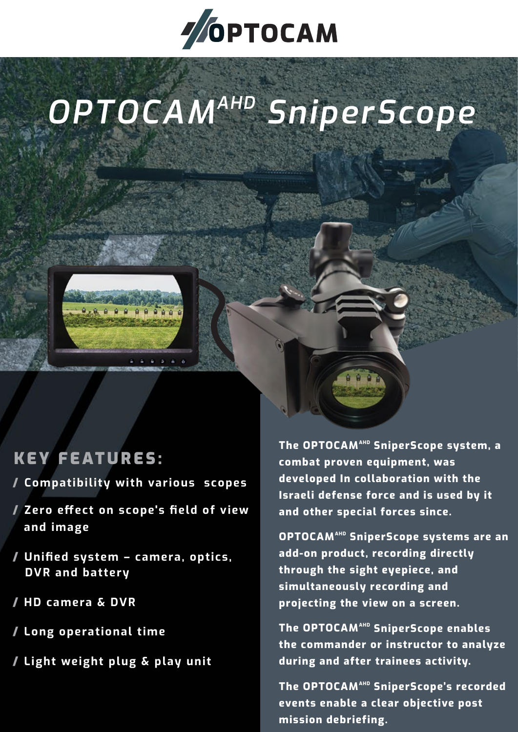# OPTOCAM

## OPTOCAM^AHD SniperScope

### KEY FEATURES:

- / Compatibility with various scopes
- / Zero effect on scope's field of view and image
- / Unified system – camera, optics, DVR and battery
- / HD camera & DVR
- / Long operational time
- / Light weight plug & play unit

**The OPTOCAM^AHD SniperScope system, a combat proven equipment, was developed In collaboration with the Israeli defense force and is used by it and other special forces since.**

**OPTOCAM^AHD SniperScope systems are an add-on product, recording directly through the sight eyepiece, and simultaneously recording and projecting the view on a screen.**

**The OPTOCAM^AHD SniperScope enables the commander or instructor to analyze during and after trainees activity.**

**The OPTOCAM^AHD SniperScope's recorded events enable a clear objective post mission debriefing.**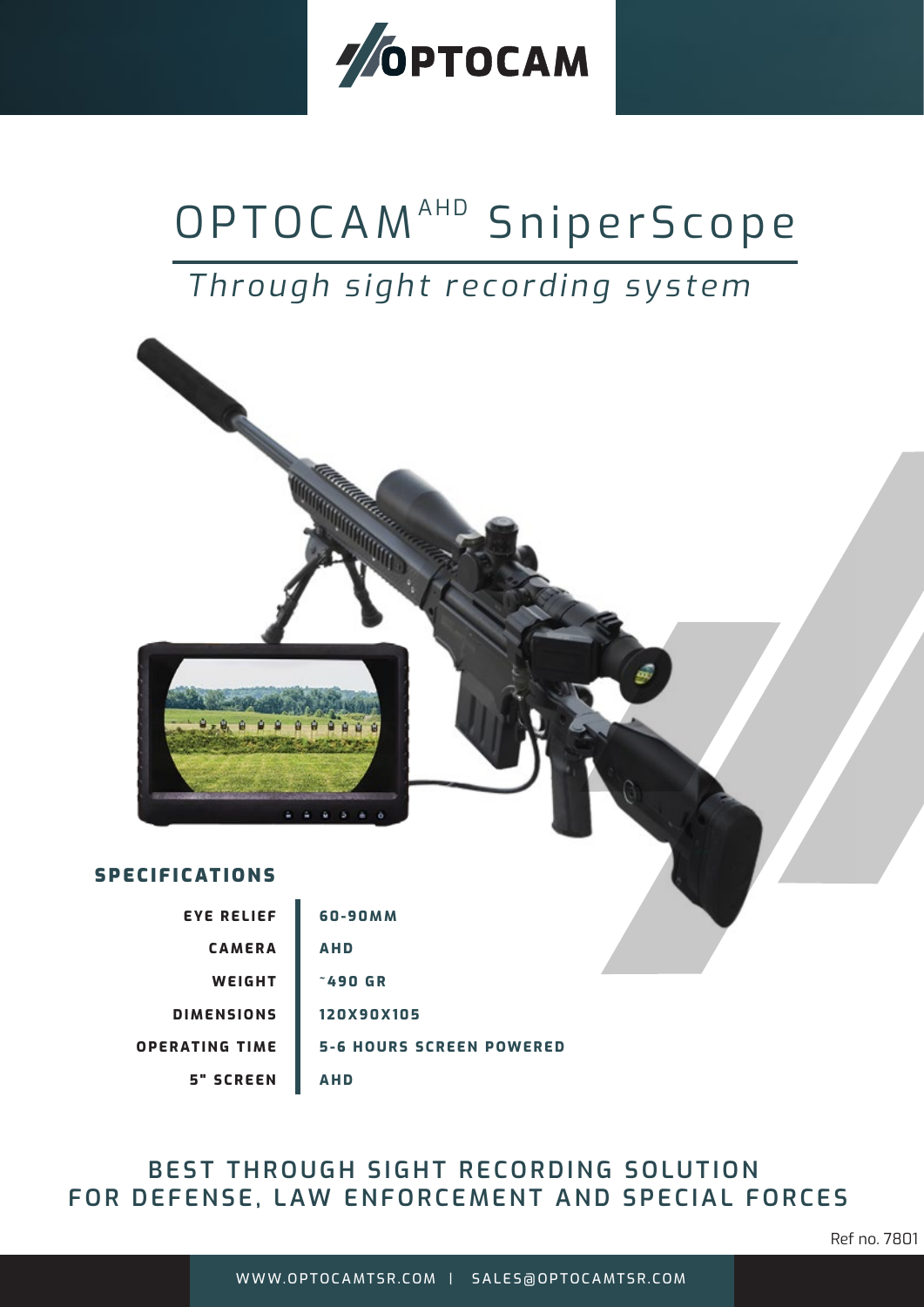# OPTOCAM

# OPTOCAM$^{AHD}$ SniperScope

*Through sight recording system*

## SPECIFICATIONS

| | |
|---|---|
| EYE RELIEF | 60-90MM |
| CAMERA | AHD |
| WEIGHT | ~490 GR |
| DIMENSIONS | 120X90X105 |
| OPERATING TIME | 5-6 HOURS SCREEN POWERED |
| 5" SCREEN | AHD |

BEST THROUGH SIGHT RECORDING SOLUTION
FOR DEFENSE, LAW ENFORCEMENT AND SPECIAL FORCES

Ref no. 7801

WWW.OPTOCAMTSR.COM | SALES@OPTOCAMTSR.COM